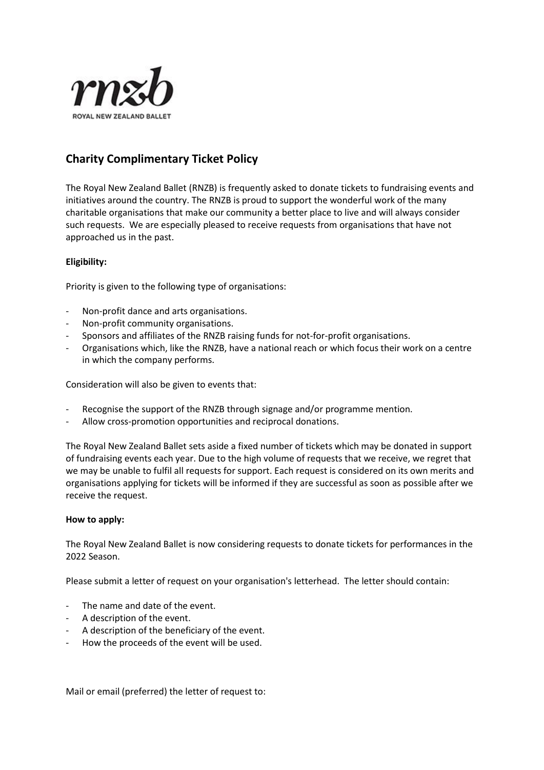rnzb

ROYAL NEW ZEALAND BALLET

## Charity Complimentary Ticket Policy

The Royal New Zealand Ballet (RNZB) is frequently asked to donate tickets to fundraising events and initiatives around the country. The RNZB is proud to support the wonderful work of the many charitable organisations that make our community a better place to live and will always consider such requests. We are especially pleased to receive requests from organisations that have not approached us in the past.

**Eligibility:**

Priority is given to the following type of organisations:

- Non-profit dance and arts organisations.
- Non-profit community organisations.
- Sponsors and affiliates of the RNZB raising funds for not-for-profit organisations.
- Organisations which, like the RNZB, have a national reach or which focus their work on a centre in which the company performs.

Consideration will also be given to events that:

- Recognise the support of the RNZB through signage and/or programme mention.
- Allow cross-promotion opportunities and reciprocal donations.

The Royal New Zealand Ballet sets aside a fixed number of tickets which may be donated in support of fundraising events each year. Due to the high volume of requests that we receive, we regret that we may be unable to fulfil all requests for support. Each request is considered on its own merits and organisations applying for tickets will be informed if they are successful as soon as possible after we receive the request.

**How to apply:**

The Royal New Zealand Ballet is now considering requests to donate tickets for performances in the 2022 Season.

Please submit a letter of request on your organisation's letterhead. The letter should contain:

- The name and date of the event.
- A description of the event.
- A description of the beneficiary of the event.
- How the proceeds of the event will be used.

Mail or email (preferred) the letter of request to: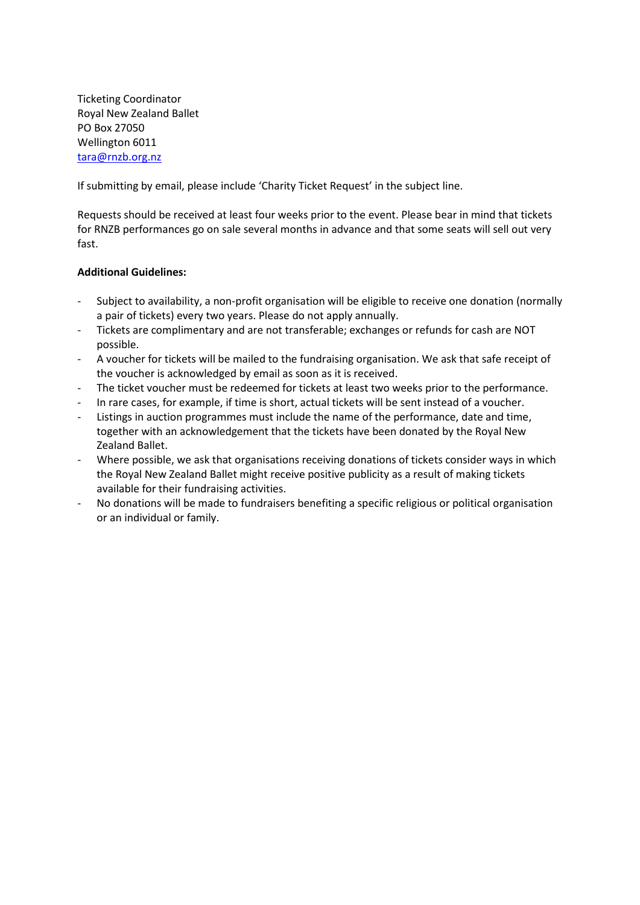Ticketing Coordinator
Royal New Zealand Ballet
PO Box 27050
Wellington 6011
tara@rnzb.org.nz

If submitting by email, please include 'Charity Ticket Request' in the subject line.

Requests should be received at least four weeks prior to the event. Please bear in mind that tickets for RNZB performances go on sale several months in advance and that some seats will sell out very fast.

**Additional Guidelines:**

- Subject to availability, a non-profit organisation will be eligible to receive one donation (normally a pair of tickets) every two years. Please do not apply annually.
- Tickets are complimentary and are not transferable; exchanges or refunds for cash are NOT possible.
- A voucher for tickets will be mailed to the fundraising organisation. We ask that safe receipt of the voucher is acknowledged by email as soon as it is received.
- The ticket voucher must be redeemed for tickets at least two weeks prior to the performance.
- In rare cases, for example, if time is short, actual tickets will be sent instead of a voucher.
- Listings in auction programmes must include the name of the performance, date and time, together with an acknowledgement that the tickets have been donated by the Royal New Zealand Ballet.
- Where possible, we ask that organisations receiving donations of tickets consider ways in which the Royal New Zealand Ballet might receive positive publicity as a result of making tickets available for their fundraising activities.
- No donations will be made to fundraisers benefiting a specific religious or political organisation or an individual or family.